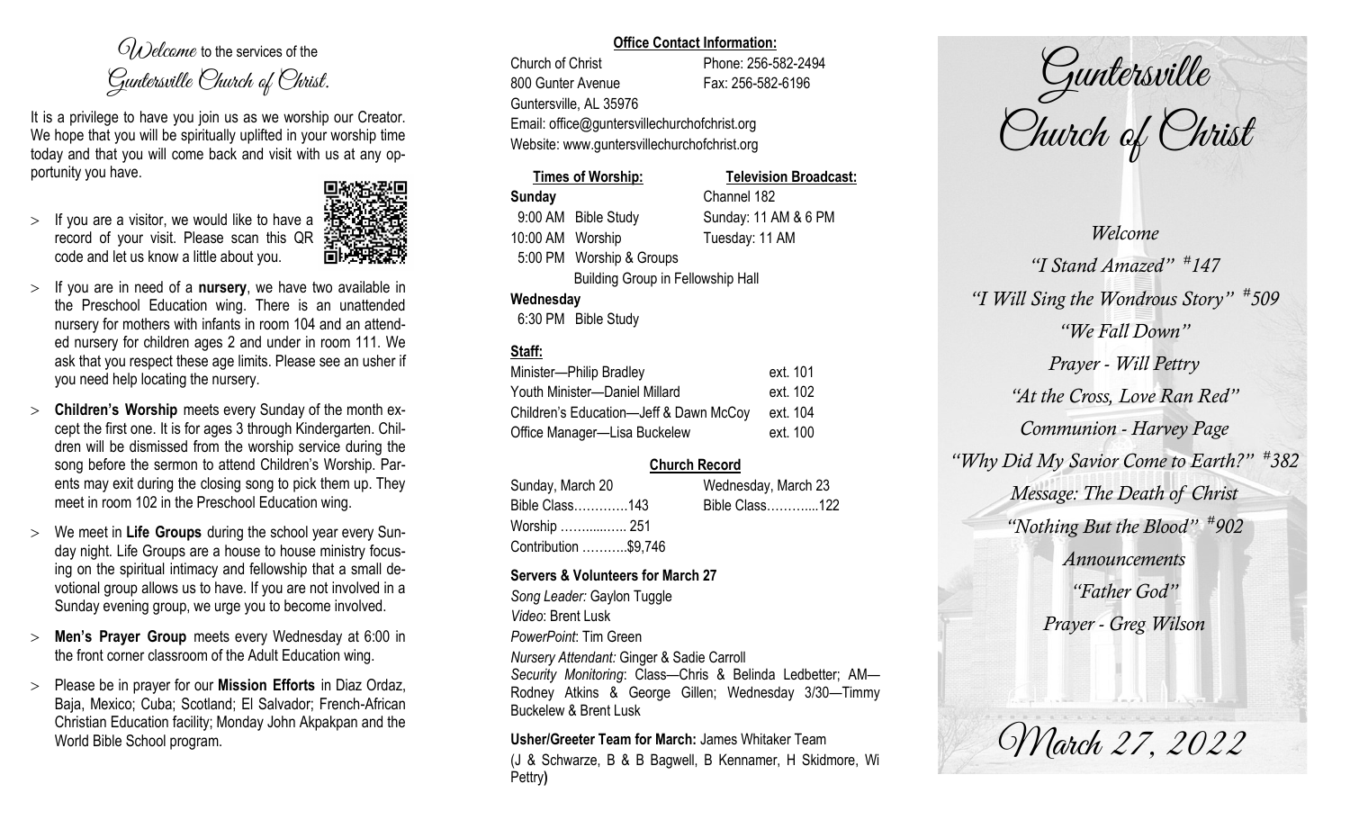# Welcome to the services of the Guntersville Church of Christ.

It is a privilege to have you join us as we worship our Creator. We hope that you will be spiritually uplifted in your worship time today and that you will come back and visit with us at any opportunity you have.

- If you are a visitor, we would like to have a record of your visit. Please scan this QR code and let us know a little about you.
- If you are in need of a **nursery**, we have two available in the Preschool Education wing. There is an unattended nursery for mothers with infants in room 104 and an attended nursery for children ages 2 and under in room 111. We ask that you respect these age limits. Please see an usher if you need help locating the nursery.
- **Children's Worship** meets every Sunday of the month except the first one. It is for ages 3 through Kindergarten. Children will be dismissed from the worship service during the song before the sermon to attend Children's Worship. Parents may exit during the closing song to pick them up. They meet in room 102 in the Preschool Education wing.
- We meet in **Life Groups** during the school year every Sunday night. Life Groups are a house to house ministry focusing on the spiritual intimacy and fellowship that a small devotional group allows us to have. If you are not involved in a Sunday evening group, we urge you to become involved.
- **Men's Prayer Group** meets every Wednesday at 6:00 in the front corner classroom of the Adult Education wing.
- Please be in prayer for our **Mission Efforts** in Diaz Ordaz, Baja, Mexico; Cuba; Scotland; El Salvador; French-African Christian Education facility; Monday John Akpakpan and the World Bible School program.

## Office Contact Information:

Church of Christ — Phone: 256-582-2494
800 Gunter Avenue — Fax: 256-582-6196
Guntersville, AL 35976
Email: office@guntersvillechurchofchrist.org
Website: www.guntersvillechurchofchrist.org

**Times of Worship:**

**Sunday**
9:00 AM Bible Study
10:00 AM Worship
5:00 PM Worship & Groups
Building Group in Fellowship Hall

**Wednesday**
6:30 PM Bible Study

**Television Broadcast:**

Channel 182
Sunday: 11 AM & 6 PM
Tuesday: 11 AM

## Staff:

| | |
|---|---|
| Minister—Philip Bradley | ext. 101 |
| Youth Minister—Daniel Millard | ext. 102 |
| Children's Education—Jeff & Dawn McCoy | ext. 104 |
| Office Manager—Lisa Buckelew | ext. 100 |

## Church Record

| Sunday, March 20 | Wednesday, March 23 |
|---|---|
| Bible Class…………143 | Bible Class………...122 |
| Worship ……...….... 251 | |
| Contribution ………..$9,746 | |

## Servers & Volunteers for March 27

*Song Leader:* Gaylon Tuggle
*Video*: Brent Lusk
*PowerPoint*: Tim Green
*Nursery Attendant:* Ginger & Sadie Carroll
*Security Monitoring*: Class—Chris & Belinda Ledbetter; AM—Rodney Atkins & George Gillen; Wednesday 3/30—Timmy Buckelew & Brent Lusk

**Usher/Greeter Team for March:** James Whitaker Team
(J & Schwarze, B & B Bagwell, B Kennamer, H Skidmore, Wi Pettry**)**

# Guntersville Church of Christ

*Welcome*
*"I Stand Amazed" #147*
*"I Will Sing the Wondrous Story" #509*
*"We Fall Down"*
*Prayer - Will Pettry*
*"At the Cross, Love Ran Red"*
*Communion - Harvey Page*
*"Why Did My Savior Come to Earth?" #382*
*Message: The Death of Christ*
*"Nothing But the Blood" #902*
*Announcements*
*"Father God"*
*Prayer - Greg Wilson*

March 27, 2022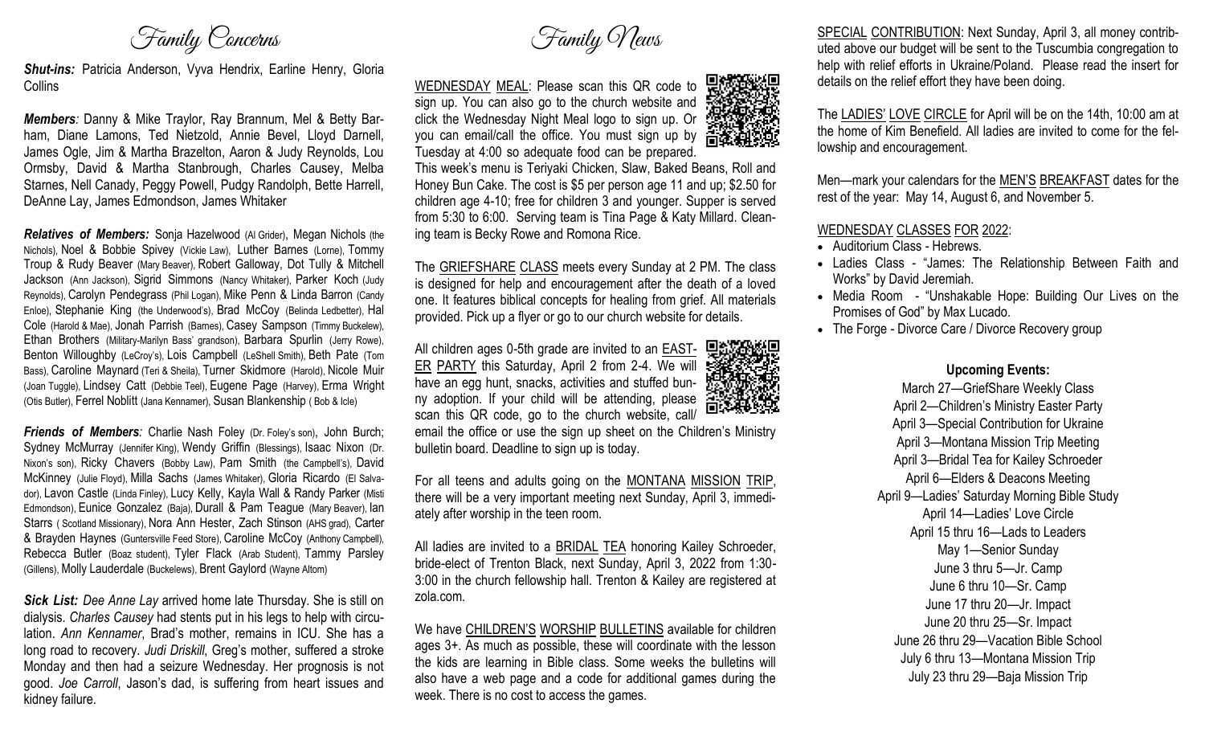# Family Concerns

***Shut-ins:*** Patricia Anderson, Vyva Hendrix, Earline Henry, Gloria Collins

***Members:*** Danny & Mike Traylor, Ray Brannum, Mel & Betty Barham, Diane Lamons, Ted Nietzold, Annie Bevel, Lloyd Darnell, James Ogle, Jim & Martha Brazelton, Aaron & Judy Reynolds, Lou Ormsby, David & Martha Stanbrough, Charles Causey, Melba Starnes, Nell Canady, Peggy Powell, Pudgy Randolph, Bette Harrell, DeAnne Lay, James Edmondson, James Whitaker

***Relatives of Members:*** Sonja Hazelwood (Al Grider), Megan Nichols (the Nichols), Noel & Bobbie Spivey (Vickie Law), Luther Barnes (Lorne), Tommy Troup & Rudy Beaver (Mary Beaver), Robert Galloway, Dot Tully & Mitchell Jackson (Ann Jackson), Sigrid Simmons (Nancy Whitaker), Parker Koch (Judy Reynolds), Carolyn Pendegrass (Phil Logan), Mike Penn & Linda Barron (Candy Enloe), Stephanie King (the Underwood's), Brad McCoy (Belinda Ledbetter), Hal Cole (Harold & Mae), Jonah Parrish (Barnes), Casey Sampson (Timmy Buckelew), Ethan Brothers (Military-Marilyn Bass' grandson), Barbara Spurlin (Jerry Rowe), Benton Willoughby (LeCroy's), Lois Campbell (LeShell Smith), Beth Pate (Tom Bass), Caroline Maynard (Teri & Sheila), Turner Skidmore (Harold), Nicole Muir (Joan Tuggle), Lindsey Catt (Debbie Teel), Eugene Page (Harvey), Erma Wright (Otis Butler), Ferrel Noblitt (Jana Kennamer), Susan Blankenship ( Bob & Icle)

***Friends of Members:*** Charlie Nash Foley (Dr. Foley's son), John Burch; Sydney McMurray (Jennifer King), Wendy Griffin (Blessings), Isaac Nixon (Dr. Nixon's son), Ricky Chavers (Bobby Law), Pam Smith (the Campbell's), David McKinney (Julie Floyd), Milla Sachs (James Whitaker), Gloria Ricardo (El Salvador), Lavon Castle (Linda Finley), Lucy Kelly, Kayla Wall & Randy Parker (Misti Edmondson), Eunice Gonzalez (Baja), Durall & Pam Teague (Mary Beaver), Ian Starrs ( Scotland Missionary), Nora Ann Hester, Zach Stinson (AHS grad), Carter & Brayden Haynes (Guntersville Feed Store), Caroline McCoy (Anthony Campbell), Rebecca Butler (Boaz student), Tyler Flack (Arab Student), Tammy Parsley (Gillens), Molly Lauderdale (Buckelews), Brent Gaylord (Wayne Altom)

***Sick List:*** *Dee Anne Lay* arrived home late Thursday. She is still on dialysis. *Charles Causey* had stents put in his legs to help with circulation. *Ann Kennamer*, Brad's mother, remains in ICU. She has a long road to recovery. *Judi Driskill*, Greg's mother, suffered a stroke Monday and then had a seizure Wednesday. Her prognosis is not good. *Joe Carroll*, Jason's dad, is suffering from heart issues and kidney failure.

# Family News

WEDNESDAY MEAL: Please scan this QR code to sign up. You can also go to the church website and click the Wednesday Night Meal logo to sign up. Or you can email/call the office. You must sign up by Tuesday at 4:00 so adequate food can be prepared. This week's menu is Teriyaki Chicken, Slaw, Baked Beans, Roll and Honey Bun Cake. The cost is $5 per person age 11 and up; $2.50 for children age 4-10; free for children 3 and younger. Supper is served from 5:30 to 6:00. Serving team is Tina Page & Katy Millard. Cleaning team is Becky Rowe and Romona Rice.

The GRIEFSHARE CLASS meets every Sunday at 2 PM. The class is designed for help and encouragement after the death of a loved one. It features biblical concepts for healing from grief. All materials provided. Pick up a flyer or go to our church website for details.

All children ages 0-5th grade are invited to an EASTER PARTY this Saturday, April 2 from 2-4. We will have an egg hunt, snacks, activities and stuffed bunny adoption. If your child will be attending, please scan this QR code, go to the church website, call/email the office or use the sign up sheet on the Children's Ministry bulletin board. Deadline to sign up is today.

For all teens and adults going on the MONTANA MISSION TRIP, there will be a very important meeting next Sunday, April 3, immediately after worship in the teen room.

All ladies are invited to a BRIDAL TEA honoring Kailey Schroeder, bride-elect of Trenton Black, next Sunday, April 3, 2022 from 1:30-3:00 in the church fellowship hall. Trenton & Kailey are registered at zola.com.

We have CHILDREN'S WORSHIP BULLETINS available for children ages 3+. As much as possible, these will coordinate with the lesson the kids are learning in Bible class. Some weeks the bulletins will also have a web page and a code for additional games during the week. There is no cost to access the games.

SPECIAL CONTRIBUTION: Next Sunday, April 3, all money contributed above our budget will be sent to the Tuscumbia congregation to help with relief efforts in Ukraine/Poland. Please read the insert for details on the relief effort they have been doing.

The LADIES' LOVE CIRCLE for April will be on the 14th, 10:00 am at the home of Kim Benefield. All ladies are invited to come for the fellowship and encouragement.

Men—mark your calendars for the MEN'S BREAKFAST dates for the rest of the year: May 14, August 6, and November 5.

WEDNESDAY CLASSES FOR 2022:

- Auditorium Class - Hebrews.
- Ladies Class - "James: The Relationship Between Faith and Works" by David Jeremiah.
- Media Room - "Unshakable Hope: Building Our Lives on the Promises of God" by Max Lucado.
- The Forge - Divorce Care / Divorce Recovery group

**Upcoming Events:**

March 27—GriefShare Weekly Class
April 2—Children's Ministry Easter Party
April 3—Special Contribution for Ukraine
April 3—Montana Mission Trip Meeting
April 3—Bridal Tea for Kailey Schroeder
April 6—Elders & Deacons Meeting
April 9—Ladies' Saturday Morning Bible Study
April 14—Ladies' Love Circle
April 15 thru 16—Lads to Leaders
May 1—Senior Sunday
June 3 thru 5—Jr. Camp
June 6 thru 10—Sr. Camp
June 17 thru 20—Jr. Impact
June 20 thru 25—Sr. Impact
June 26 thru 29—Vacation Bible School
July 6 thru 13—Montana Mission Trip
July 23 thru 29—Baja Mission Trip